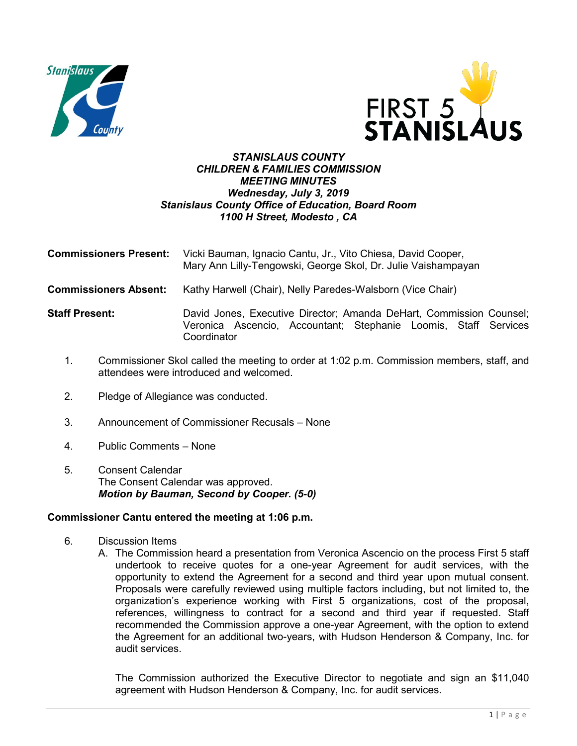***STANISLAUS COUNTY***
***CHILDREN & FAMILIES COMMISSION***
***MEETING MINUTES***
***Wednesday, July 3, 2019***
***Stanislaus County Office of Education, Board Room***
***1100 H Street, Modesto , CA***

**Commissioners Present:** Vicki Bauman, Ignacio Cantu, Jr., Vito Chiesa, David Cooper, Mary Ann Lilly-Tengowski, George Skol, Dr. Julie Vaishampayan

**Commissioners Absent:** Kathy Harwell (Chair), Nelly Paredes-Walsborn (Vice Chair)

**Staff Present:** David Jones, Executive Director; Amanda DeHart, Commission Counsel; Veronica Ascencio, Accountant; Stephanie Loomis, Staff Services Coordinator

1. Commissioner Skol called the meeting to order at 1:02 p.m. Commission members, staff, and attendees were introduced and welcomed.

2. Pledge of Allegiance was conducted.

3. Announcement of Commissioner Recusals – None

4. Public Comments – None

5. Consent Calendar
   The Consent Calendar was approved.
   ***Motion by Bauman, Second by Cooper. (5-0)***

**Commissioner Cantu entered the meeting at 1:06 p.m.**

6. Discussion Items
   A. The Commission heard a presentation from Veronica Ascencio on the process First 5 staff undertook to receive quotes for a one-year Agreement for audit services, with the opportunity to extend the Agreement for a second and third year upon mutual consent. Proposals were carefully reviewed using multiple factors including, but not limited to, the organization's experience working with First 5 organizations, cost of the proposal, references, willingness to contract for a second and third year if requested. Staff recommended the Commission approve a one-year Agreement, with the option to extend the Agreement for an additional two-years, with Hudson Henderson & Company, Inc. for audit services.

      The Commission authorized the Executive Director to negotiate and sign an $11,040 agreement with Hudson Henderson & Company, Inc. for audit services.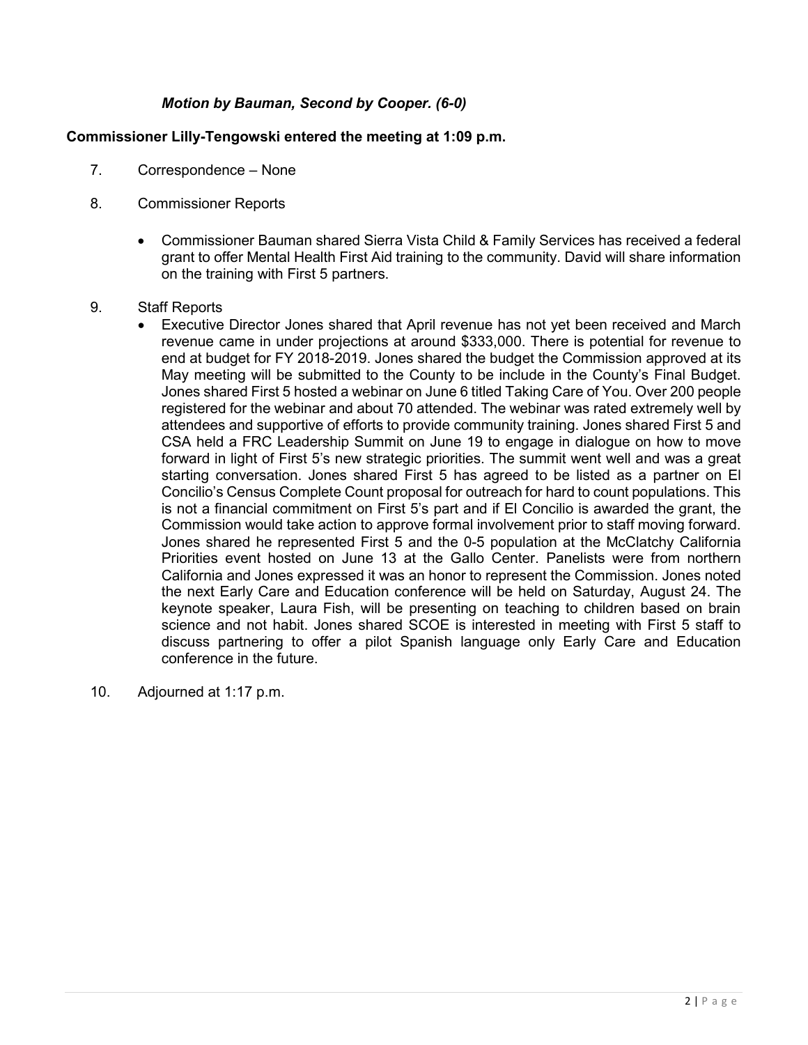*Motion by Bauman, Second by Cooper. (6-0)*

**Commissioner Lilly-Tengowski entered the meeting at 1:09 p.m.**

7. Correspondence – None

8. Commissioner Reports

   - Commissioner Bauman shared Sierra Vista Child & Family Services has received a federal grant to offer Mental Health First Aid training to the community. David will share information on the training with First 5 partners.

9. Staff Reports

   - Executive Director Jones shared that April revenue has not yet been received and March revenue came in under projections at around $333,000. There is potential for revenue to end at budget for FY 2018-2019. Jones shared the budget the Commission approved at its May meeting will be submitted to the County to be include in the County's Final Budget. Jones shared First 5 hosted a webinar on June 6 titled Taking Care of You. Over 200 people registered for the webinar and about 70 attended. The webinar was rated extremely well by attendees and supportive of efforts to provide community training. Jones shared First 5 and CSA held a FRC Leadership Summit on June 19 to engage in dialogue on how to move forward in light of First 5's new strategic priorities. The summit went well and was a great starting conversation. Jones shared First 5 has agreed to be listed as a partner on El Concilio's Census Complete Count proposal for outreach for hard to count populations. This is not a financial commitment on First 5's part and if El Concilio is awarded the grant, the Commission would take action to approve formal involvement prior to staff moving forward. Jones shared he represented First 5 and the 0-5 population at the McClatchy California Priorities event hosted on June 13 at the Gallo Center. Panelists were from northern California and Jones expressed it was an honor to represent the Commission. Jones noted the next Early Care and Education conference will be held on Saturday, August 24. The keynote speaker, Laura Fish, will be presenting on teaching to children based on brain science and not habit. Jones shared SCOE is interested in meeting with First 5 staff to discuss partnering to offer a pilot Spanish language only Early Care and Education conference in the future.

10. Adjourned at 1:17 p.m.